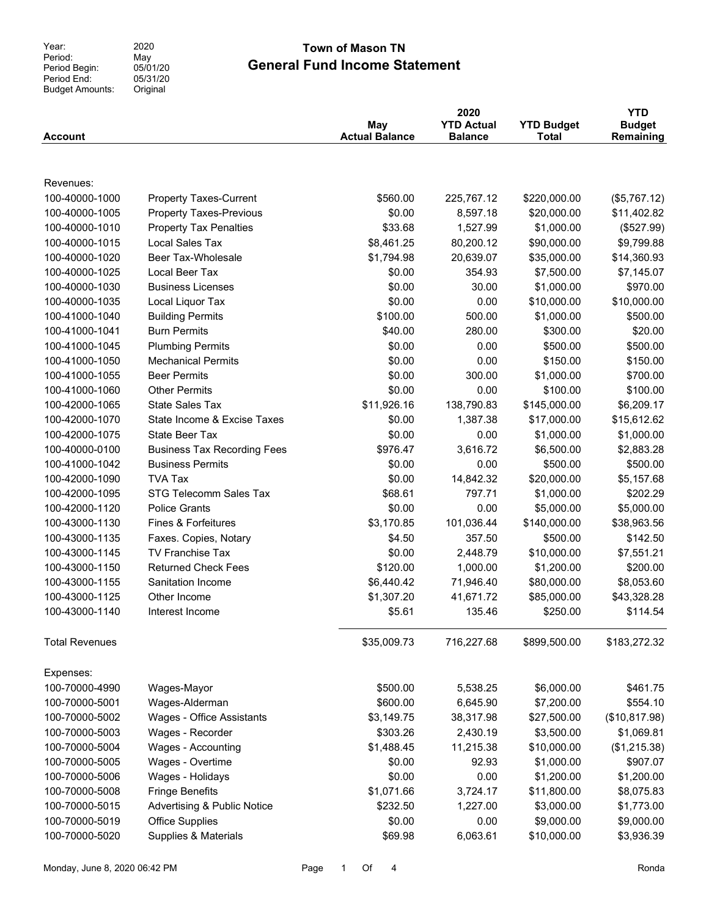Year: 2020
Period: May
Period Begin: 05/01/20
Period End: 05/31/20
Budget Amounts: Original

# Town of Mason TN
## General Fund Income Statement

| Account | | May Actual Balance | 2020 YTD Actual Balance | YTD Budget Total | YTD Budget Remaining |
|---|---|---|---|---|---|
| Revenues: | | | | | |
| 100-40000-1000 | Property Taxes-Current | $560.00 | 225,767.12 | $220,000.00 | ($5,767.12) |
| 100-40000-1005 | Property Taxes-Previous | $0.00 | 8,597.18 | $20,000.00 | $11,402.82 |
| 100-40000-1010 | Property Tax Penalties | $33.68 | 1,527.99 | $1,000.00 | ($527.99) |
| 100-40000-1015 | Local Sales Tax | $8,461.25 | 80,200.12 | $90,000.00 | $9,799.88 |
| 100-40000-1020 | Beer Tax-Wholesale | $1,794.98 | 20,639.07 | $35,000.00 | $14,360.93 |
| 100-40000-1025 | Local Beer Tax | $0.00 | 354.93 | $7,500.00 | $7,145.07 |
| 100-40000-1030 | Business Licenses | $0.00 | 30.00 | $1,000.00 | $970.00 |
| 100-40000-1035 | Local Liquor Tax | $0.00 | 0.00 | $10,000.00 | $10,000.00 |
| 100-41000-1040 | Building Permits | $100.00 | 500.00 | $1,000.00 | $500.00 |
| 100-41000-1041 | Burn Permits | $40.00 | 280.00 | $300.00 | $20.00 |
| 100-41000-1045 | Plumbing Permits | $0.00 | 0.00 | $500.00 | $500.00 |
| 100-41000-1050 | Mechanical Permits | $0.00 | 0.00 | $150.00 | $150.00 |
| 100-41000-1055 | Beer Permits | $0.00 | 300.00 | $1,000.00 | $700.00 |
| 100-41000-1060 | Other Permits | $0.00 | 0.00 | $100.00 | $100.00 |
| 100-42000-1065 | State Sales Tax | $11,926.16 | 138,790.83 | $145,000.00 | $6,209.17 |
| 100-42000-1070 | State Income & Excise Taxes | $0.00 | 1,387.38 | $17,000.00 | $15,612.62 |
| 100-42000-1075 | State Beer Tax | $0.00 | 0.00 | $1,000.00 | $1,000.00 |
| 100-40000-0100 | Business Tax Recording Fees | $976.47 | 3,616.72 | $6,500.00 | $2,883.28 |
| 100-41000-1042 | Business Permits | $0.00 | 0.00 | $500.00 | $500.00 |
| 100-42000-1090 | TVA Tax | $0.00 | 14,842.32 | $20,000.00 | $5,157.68 |
| 100-42000-1095 | STG Telecomm Sales Tax | $68.61 | 797.71 | $1,000.00 | $202.29 |
| 100-42000-1120 | Police Grants | $0.00 | 0.00 | $5,000.00 | $5,000.00 |
| 100-43000-1130 | Fines & Forfeitures | $3,170.85 | 101,036.44 | $140,000.00 | $38,963.56 |
| 100-43000-1135 | Faxes. Copies, Notary | $4.50 | 357.50 | $500.00 | $142.50 |
| 100-43000-1145 | TV Franchise Tax | $0.00 | 2,448.79 | $10,000.00 | $7,551.21 |
| 100-43000-1150 | Returned Check Fees | $120.00 | 1,000.00 | $1,200.00 | $200.00 |
| 100-43000-1155 | Sanitation Income | $6,440.42 | 71,946.40 | $80,000.00 | $8,053.60 |
| 100-43000-1125 | Other Income | $1,307.20 | 41,671.72 | $85,000.00 | $43,328.28 |
| 100-43000-1140 | Interest Income | $5.61 | 135.46 | $250.00 | $114.54 |
| Total Revenues | | $35,009.73 | 716,227.68 | $899,500.00 | $183,272.32 |
| Expenses: | | | | | |
| 100-70000-4990 | Wages-Mayor | $500.00 | 5,538.25 | $6,000.00 | $461.75 |
| 100-70000-5001 | Wages-Alderman | $600.00 | 6,645.90 | $7,200.00 | $554.10 |
| 100-70000-5002 | Wages - Office Assistants | $3,149.75 | 38,317.98 | $27,500.00 | ($10,817.98) |
| 100-70000-5003 | Wages - Recorder | $303.26 | 2,430.19 | $3,500.00 | $1,069.81 |
| 100-70000-5004 | Wages - Accounting | $1,488.45 | 11,215.38 | $10,000.00 | ($1,215.38) |
| 100-70000-5005 | Wages - Overtime | $0.00 | 92.93 | $1,000.00 | $907.07 |
| 100-70000-5006 | Wages - Holidays | $0.00 | 0.00 | $1,200.00 | $1,200.00 |
| 100-70000-5008 | Fringe Benefits | $1,071.66 | 3,724.17 | $11,800.00 | $8,075.83 |
| 100-70000-5015 | Advertising & Public Notice | $232.50 | 1,227.00 | $3,000.00 | $1,773.00 |
| 100-70000-5019 | Office Supplies | $0.00 | 0.00 | $9,000.00 | $9,000.00 |
| 100-70000-5020 | Supplies & Materials | $69.98 | 6,063.61 | $10,000.00 | $3,936.39 |

Monday, June 8, 2020 06:42 PM Ronda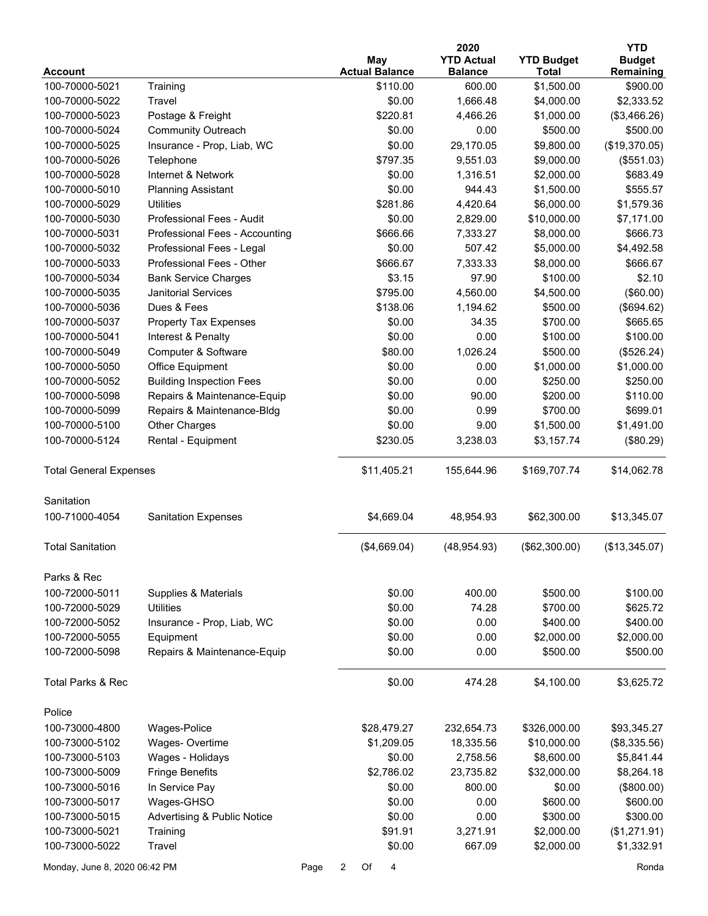| Account | | May Actual Balance | 2020 YTD Actual Balance | YTD Budget Total | YTD Budget Remaining |
|---|---|---|---|---|---|
| 100-70000-5021 | Training | $110.00 | 600.00 | $1,500.00 | $900.00 |
| 100-70000-5022 | Travel | $0.00 | 1,666.48 | $4,000.00 | $2,333.52 |
| 100-70000-5023 | Postage & Freight | $220.81 | 4,466.26 | $1,000.00 | ($3,466.26) |
| 100-70000-5024 | Community Outreach | $0.00 | 0.00 | $500.00 | $500.00 |
| 100-70000-5025 | Insurance - Prop, Liab, WC | $0.00 | 29,170.05 | $9,800.00 | ($19,370.05) |
| 100-70000-5026 | Telephone | $797.35 | 9,551.03 | $9,000.00 | ($551.03) |
| 100-70000-5028 | Internet & Network | $0.00 | 1,316.51 | $2,000.00 | $683.49 |
| 100-70000-5010 | Planning Assistant | $0.00 | 944.43 | $1,500.00 | $555.57 |
| 100-70000-5029 | Utilities | $281.86 | 4,420.64 | $6,000.00 | $1,579.36 |
| 100-70000-5030 | Professional Fees - Audit | $0.00 | 2,829.00 | $10,000.00 | $7,171.00 |
| 100-70000-5031 | Professional Fees - Accounting | $666.66 | 7,333.27 | $8,000.00 | $666.73 |
| 100-70000-5032 | Professional Fees - Legal | $0.00 | 507.42 | $5,000.00 | $4,492.58 |
| 100-70000-5033 | Professional Fees - Other | $666.67 | 7,333.33 | $8,000.00 | $666.67 |
| 100-70000-5034 | Bank Service Charges | $3.15 | 97.90 | $100.00 | $2.10 |
| 100-70000-5035 | Janitorial Services | $795.00 | 4,560.00 | $4,500.00 | ($60.00) |
| 100-70000-5036 | Dues & Fees | $138.06 | 1,194.62 | $500.00 | ($694.62) |
| 100-70000-5037 | Property Tax Expenses | $0.00 | 34.35 | $700.00 | $665.65 |
| 100-70000-5041 | Interest & Penalty | $0.00 | 0.00 | $100.00 | $100.00 |
| 100-70000-5049 | Computer & Software | $80.00 | 1,026.24 | $500.00 | ($526.24) |
| 100-70000-5050 | Office Equipment | $0.00 | 0.00 | $1,000.00 | $1,000.00 |
| 100-70000-5052 | Building Inspection Fees | $0.00 | 0.00 | $250.00 | $250.00 |
| 100-70000-5098 | Repairs & Maintenance-Equip | $0.00 | 90.00 | $200.00 | $110.00 |
| 100-70000-5099 | Repairs & Maintenance-Bldg | $0.00 | 0.99 | $700.00 | $699.01 |
| 100-70000-5100 | Other Charges | $0.00 | 9.00 | $1,500.00 | $1,491.00 |
| 100-70000-5124 | Rental - Equipment | $230.05 | 3,238.03 | $3,157.74 | ($80.29) |
| Total General Expenses | | $11,405.21 | 155,644.96 | $169,707.74 | $14,062.78 |
| Sanitation | | | | | |
| 100-71000-4054 | Sanitation Expenses | $4,669.04 | 48,954.93 | $62,300.00 | $13,345.07 |
| Total Sanitation | | ($4,669.04) | (48,954.93) | ($62,300.00) | ($13,345.07) |
| Parks & Rec | | | | | |
| 100-72000-5011 | Supplies & Materials | $0.00 | 400.00 | $500.00 | $100.00 |
| 100-72000-5029 | Utilities | $0.00 | 74.28 | $700.00 | $625.72 |
| 100-72000-5052 | Insurance - Prop, Liab, WC | $0.00 | 0.00 | $400.00 | $400.00 |
| 100-72000-5055 | Equipment | $0.00 | 0.00 | $2,000.00 | $2,000.00 |
| 100-72000-5098 | Repairs & Maintenance-Equip | $0.00 | 0.00 | $500.00 | $500.00 |
| Total Parks & Rec | | $0.00 | 474.28 | $4,100.00 | $3,625.72 |
| Police | | | | | |
| 100-73000-4800 | Wages-Police | $28,479.27 | 232,654.73 | $326,000.00 | $93,345.27 |
| 100-73000-5102 | Wages- Overtime | $1,209.05 | 18,335.56 | $10,000.00 | ($8,335.56) |
| 100-73000-5103 | Wages - Holidays | $0.00 | 2,758.56 | $8,600.00 | $5,841.44 |
| 100-73000-5009 | Fringe Benefits | $2,786.02 | 23,735.82 | $32,000.00 | $8,264.18 |
| 100-73000-5016 | In Service Pay | $0.00 | 800.00 | $0.00 | ($800.00) |
| 100-73000-5017 | Wages-GHSO | $0.00 | 0.00 | $600.00 | $600.00 |
| 100-73000-5015 | Advertising & Public Notice | $0.00 | 0.00 | $300.00 | $300.00 |
| 100-73000-5021 | Training | $91.91 | 3,271.91 | $2,000.00 | ($1,271.91) |
| 100-73000-5022 | Travel | $0.00 | 667.09 | $2,000.00 | $1,332.91 |

Monday, June 8, 2020 06:42 PM

Ronda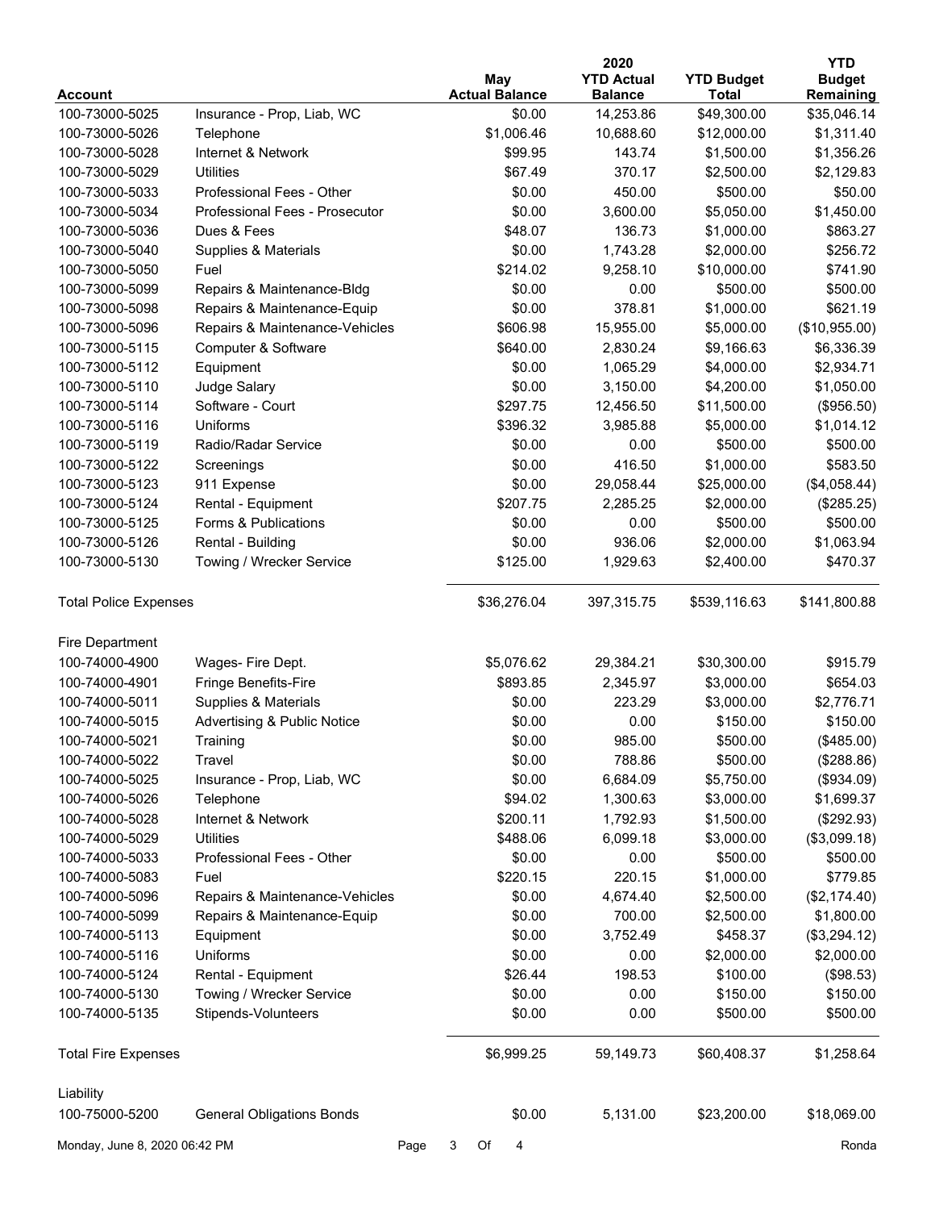| Account | | May Actual Balance | 2020 YTD Actual Balance | YTD Budget Total | YTD Budget Remaining |
|---|---|---|---|---|---|
| 100-73000-5025 | Insurance - Prop, Liab, WC | $0.00 | 14,253.86 | $49,300.00 | $35,046.14 |
| 100-73000-5026 | Telephone | $1,006.46 | 10,688.60 | $12,000.00 | $1,311.40 |
| 100-73000-5028 | Internet & Network | $99.95 | 143.74 | $1,500.00 | $1,356.26 |
| 100-73000-5029 | Utilities | $67.49 | 370.17 | $2,500.00 | $2,129.83 |
| 100-73000-5033 | Professional Fees - Other | $0.00 | 450.00 | $500.00 | $50.00 |
| 100-73000-5034 | Professional Fees - Prosecutor | $0.00 | 3,600.00 | $5,050.00 | $1,450.00 |
| 100-73000-5036 | Dues & Fees | $48.07 | 136.73 | $1,000.00 | $863.27 |
| 100-73000-5040 | Supplies & Materials | $0.00 | 1,743.28 | $2,000.00 | $256.72 |
| 100-73000-5050 | Fuel | $214.02 | 9,258.10 | $10,000.00 | $741.90 |
| 100-73000-5099 | Repairs & Maintenance-Bldg | $0.00 | 0.00 | $500.00 | $500.00 |
| 100-73000-5098 | Repairs & Maintenance-Equip | $0.00 | 378.81 | $1,000.00 | $621.19 |
| 100-73000-5096 | Repairs & Maintenance-Vehicles | $606.98 | 15,955.00 | $5,000.00 | ($10,955.00) |
| 100-73000-5115 | Computer & Software | $640.00 | 2,830.24 | $9,166.63 | $6,336.39 |
| 100-73000-5112 | Equipment | $0.00 | 1,065.29 | $4,000.00 | $2,934.71 |
| 100-73000-5110 | Judge Salary | $0.00 | 3,150.00 | $4,200.00 | $1,050.00 |
| 100-73000-5114 | Software - Court | $297.75 | 12,456.50 | $11,500.00 | ($956.50) |
| 100-73000-5116 | Uniforms | $396.32 | 3,985.88 | $5,000.00 | $1,014.12 |
| 100-73000-5119 | Radio/Radar Service | $0.00 | 0.00 | $500.00 | $500.00 |
| 100-73000-5122 | Screenings | $0.00 | 416.50 | $1,000.00 | $583.50 |
| 100-73000-5123 | 911 Expense | $0.00 | 29,058.44 | $25,000.00 | ($4,058.44) |
| 100-73000-5124 | Rental - Equipment | $207.75 | 2,285.25 | $2,000.00 | ($285.25) |
| 100-73000-5125 | Forms & Publications | $0.00 | 0.00 | $500.00 | $500.00 |
| 100-73000-5126 | Rental - Building | $0.00 | 936.06 | $2,000.00 | $1,063.94 |
| 100-73000-5130 | Towing / Wrecker Service | $125.00 | 1,929.63 | $2,400.00 | $470.37 |
| Total Police Expenses | | $36,276.04 | 397,315.75 | $539,116.63 | $141,800.88 |
| Fire Department | | | | | |
| 100-74000-4900 | Wages- Fire Dept. | $5,076.62 | 29,384.21 | $30,300.00 | $915.79 |
| 100-74000-4901 | Fringe Benefits-Fire | $893.85 | 2,345.97 | $3,000.00 | $654.03 |
| 100-74000-5011 | Supplies & Materials | $0.00 | 223.29 | $3,000.00 | $2,776.71 |
| 100-74000-5015 | Advertising & Public Notice | $0.00 | 0.00 | $150.00 | $150.00 |
| 100-74000-5021 | Training | $0.00 | 985.00 | $500.00 | ($485.00) |
| 100-74000-5022 | Travel | $0.00 | 788.86 | $500.00 | ($288.86) |
| 100-74000-5025 | Insurance - Prop, Liab, WC | $0.00 | 6,684.09 | $5,750.00 | ($934.09) |
| 100-74000-5026 | Telephone | $94.02 | 1,300.63 | $3,000.00 | $1,699.37 |
| 100-74000-5028 | Internet & Network | $200.11 | 1,792.93 | $1,500.00 | ($292.93) |
| 100-74000-5029 | Utilities | $488.06 | 6,099.18 | $3,000.00 | ($3,099.18) |
| 100-74000-5033 | Professional Fees - Other | $0.00 | 0.00 | $500.00 | $500.00 |
| 100-74000-5083 | Fuel | $220.15 | 220.15 | $1,000.00 | $779.85 |
| 100-74000-5096 | Repairs & Maintenance-Vehicles | $0.00 | 4,674.40 | $2,500.00 | ($2,174.40) |
| 100-74000-5099 | Repairs & Maintenance-Equip | $0.00 | 700.00 | $2,500.00 | $1,800.00 |
| 100-74000-5113 | Equipment | $0.00 | 3,752.49 | $458.37 | ($3,294.12) |
| 100-74000-5116 | Uniforms | $0.00 | 0.00 | $2,000.00 | $2,000.00 |
| 100-74000-5124 | Rental - Equipment | $26.44 | 198.53 | $100.00 | ($98.53) |
| 100-74000-5130 | Towing / Wrecker Service | $0.00 | 0.00 | $150.00 | $150.00 |
| 100-74000-5135 | Stipends-Volunteers | $0.00 | 0.00 | $500.00 | $500.00 |
| Total Fire Expenses | | $6,999.25 | 59,149.73 | $60,408.37 | $1,258.64 |
| Liability | | | | | |
| 100-75000-5200 | General Obligations Bonds | $0.00 | 5,131.00 | $23,200.00 | $18,069.00 |

Monday, June 8, 2020 06:42 PM — Ronda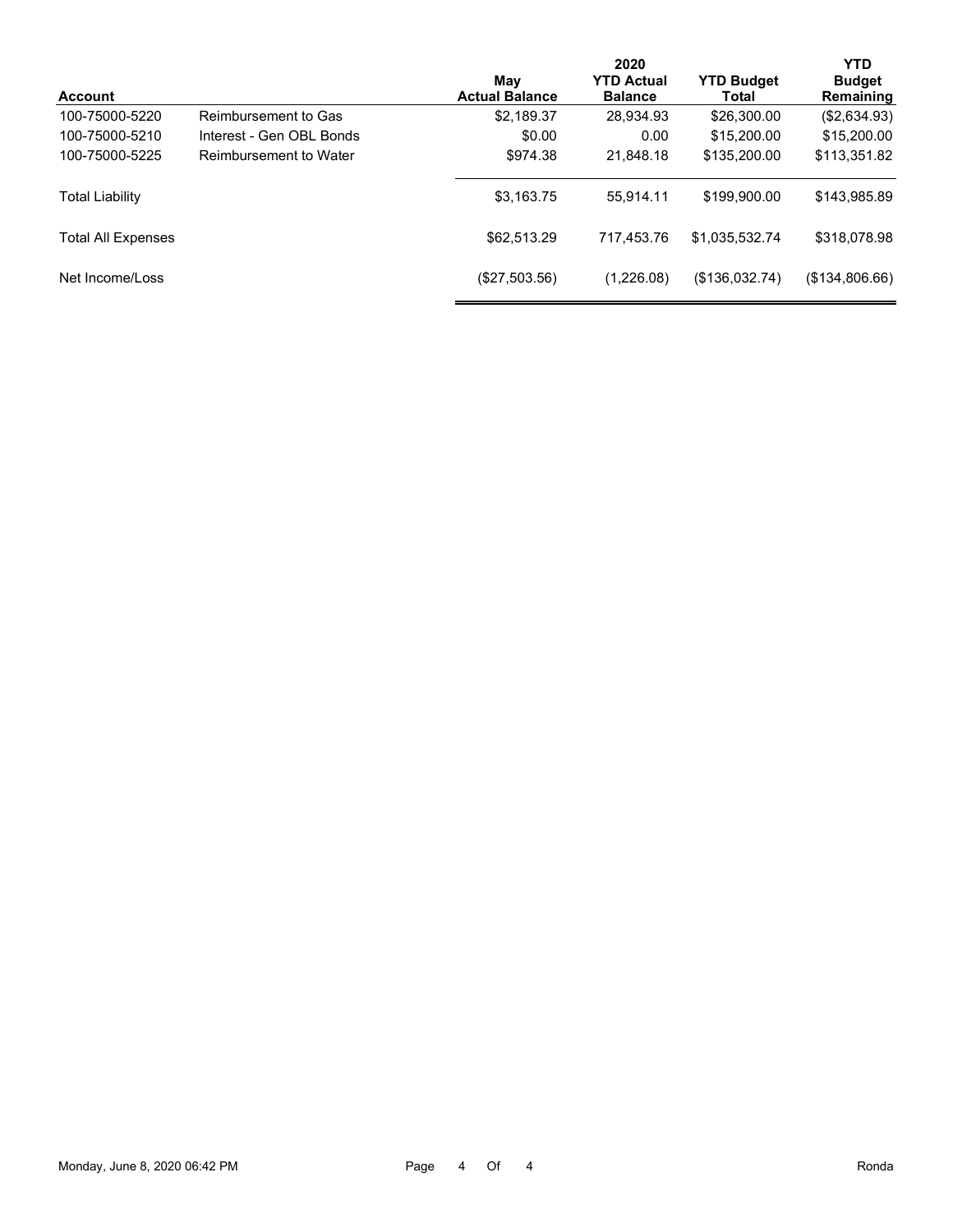| Account | | May Actual Balance | 2020 YTD Actual Balance | YTD Budget Total | YTD Budget Remaining |
|---|---|---|---|---|---|
| 100-75000-5220 | Reimbursement to Gas | $2,189.37 | 28,934.93 | $26,300.00 | ($2,634.93) |
| 100-75000-5210 | Interest - Gen OBL Bonds | $0.00 | 0.00 | $15,200.00 | $15,200.00 |
| 100-75000-5225 | Reimbursement to Water | $974.38 | 21,848.18 | $135,200.00 | $113,351.82 |
| Total Liability | | $3,163.75 | 55,914.11 | $199,900.00 | $143,985.89 |
| Total All Expenses | | $62,513.29 | 717,453.76 | $1,035,532.74 | $318,078.98 |
| Net Income/Loss | | ($27,503.56) | (1,226.08) | ($136,032.74) | ($134,806.66) |

Monday, June 8, 2020 06:42 PM

Ronda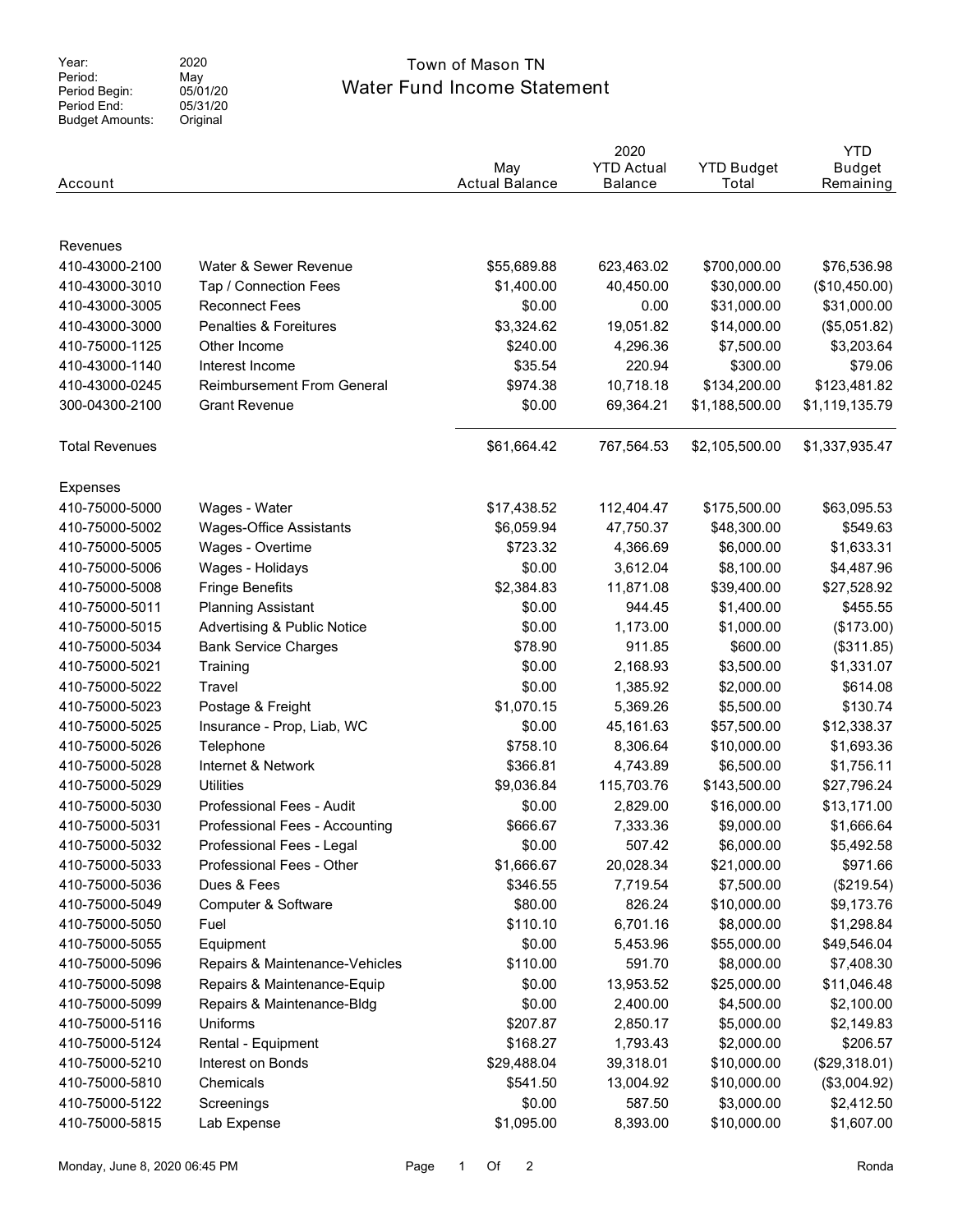| | |
|---|---|
| Year: | 2020 |
| Period: | May |
| Period Begin: | 05/01/20 |
| Period End: | 05/31/20 |
| Budget Amounts: | Original |

# Town of Mason TN

## Water Fund Income Statement

| Account | | May Actual Balance | 2020 YTD Actual Balance | YTD Budget Total | YTD Budget Remaining |
|---|---|---|---|---|---|
| Revenues | | | | | |
| 410-43000-2100 | Water & Sewer Revenue | $55,689.88 | 623,463.02 | $700,000.00 | $76,536.98 |
| 410-43000-3010 | Tap / Connection Fees | $1,400.00 | 40,450.00 | $30,000.00 | ($10,450.00) |
| 410-43000-3005 | Reconnect Fees | $0.00 | 0.00 | $31,000.00 | $31,000.00 |
| 410-43000-3000 | Penalties & Foreitures | $3,324.62 | 19,051.82 | $14,000.00 | ($5,051.82) |
| 410-75000-1125 | Other Income | $240.00 | 4,296.36 | $7,500.00 | $3,203.64 |
| 410-43000-1140 | Interest Income | $35.54 | 220.94 | $300.00 | $79.06 |
| 410-43000-0245 | Reimbursement From General | $974.38 | 10,718.18 | $134,200.00 | $123,481.82 |
| 300-04300-2100 | Grant Revenue | $0.00 | 69,364.21 | $1,188,500.00 | $1,119,135.79 |
| Total Revenues | | $61,664.42 | 767,564.53 | $2,105,500.00 | $1,337,935.47 |
| Expenses | | | | | |
| 410-75000-5000 | Wages - Water | $17,438.52 | 112,404.47 | $175,500.00 | $63,095.53 |
| 410-75000-5002 | Wages-Office Assistants | $6,059.94 | 47,750.37 | $48,300.00 | $549.63 |
| 410-75000-5005 | Wages - Overtime | $723.32 | 4,366.69 | $6,000.00 | $1,633.31 |
| 410-75000-5006 | Wages - Holidays | $0.00 | 3,612.04 | $8,100.00 | $4,487.96 |
| 410-75000-5008 | Fringe Benefits | $2,384.83 | 11,871.08 | $39,400.00 | $27,528.92 |
| 410-75000-5011 | Planning Assistant | $0.00 | 944.45 | $1,400.00 | $455.55 |
| 410-75000-5015 | Advertising & Public Notice | $0.00 | 1,173.00 | $1,000.00 | ($173.00) |
| 410-75000-5034 | Bank Service Charges | $78.90 | 911.85 | $600.00 | ($311.85) |
| 410-75000-5021 | Training | $0.00 | 2,168.93 | $3,500.00 | $1,331.07 |
| 410-75000-5022 | Travel | $0.00 | 1,385.92 | $2,000.00 | $614.08 |
| 410-75000-5023 | Postage & Freight | $1,070.15 | 5,369.26 | $5,500.00 | $130.74 |
| 410-75000-5025 | Insurance - Prop, Liab, WC | $0.00 | 45,161.63 | $57,500.00 | $12,338.37 |
| 410-75000-5026 | Telephone | $758.10 | 8,306.64 | $10,000.00 | $1,693.36 |
| 410-75000-5028 | Internet & Network | $366.81 | 4,743.89 | $6,500.00 | $1,756.11 |
| 410-75000-5029 | Utilities | $9,036.84 | 115,703.76 | $143,500.00 | $27,796.24 |
| 410-75000-5030 | Professional Fees - Audit | $0.00 | 2,829.00 | $16,000.00 | $13,171.00 |
| 410-75000-5031 | Professional Fees - Accounting | $666.67 | 7,333.36 | $9,000.00 | $1,666.64 |
| 410-75000-5032 | Professional Fees - Legal | $0.00 | 507.42 | $6,000.00 | $5,492.58 |
| 410-75000-5033 | Professional Fees - Other | $1,666.67 | 20,028.34 | $21,000.00 | $971.66 |
| 410-75000-5036 | Dues & Fees | $346.55 | 7,719.54 | $7,500.00 | ($219.54) |
| 410-75000-5049 | Computer & Software | $80.00 | 826.24 | $10,000.00 | $9,173.76 |
| 410-75000-5050 | Fuel | $110.10 | 6,701.16 | $8,000.00 | $1,298.84 |
| 410-75000-5055 | Equipment | $0.00 | 5,453.96 | $55,000.00 | $49,546.04 |
| 410-75000-5096 | Repairs & Maintenance-Vehicles | $110.00 | 591.70 | $8,000.00 | $7,408.30 |
| 410-75000-5098 | Repairs & Maintenance-Equip | $0.00 | 13,953.52 | $25,000.00 | $11,046.48 |
| 410-75000-5099 | Repairs & Maintenance-Bldg | $0.00 | 2,400.00 | $4,500.00 | $2,100.00 |
| 410-75000-5116 | Uniforms | $207.87 | 2,850.17 | $5,000.00 | $2,149.83 |
| 410-75000-5124 | Rental - Equipment | $168.27 | 1,793.43 | $2,000.00 | $206.57 |
| 410-75000-5210 | Interest on Bonds | $29,488.04 | 39,318.01 | $10,000.00 | ($29,318.01) |
| 410-75000-5810 | Chemicals | $541.50 | 13,004.92 | $10,000.00 | ($3,004.92) |
| 410-75000-5122 | Screenings | $0.00 | 587.50 | $3,000.00 | $2,412.50 |
| 410-75000-5815 | Lab Expense | $1,095.00 | 8,393.00 | $10,000.00 | $1,607.00 |

Monday, June 8, 2020 06:45 PM — Ronda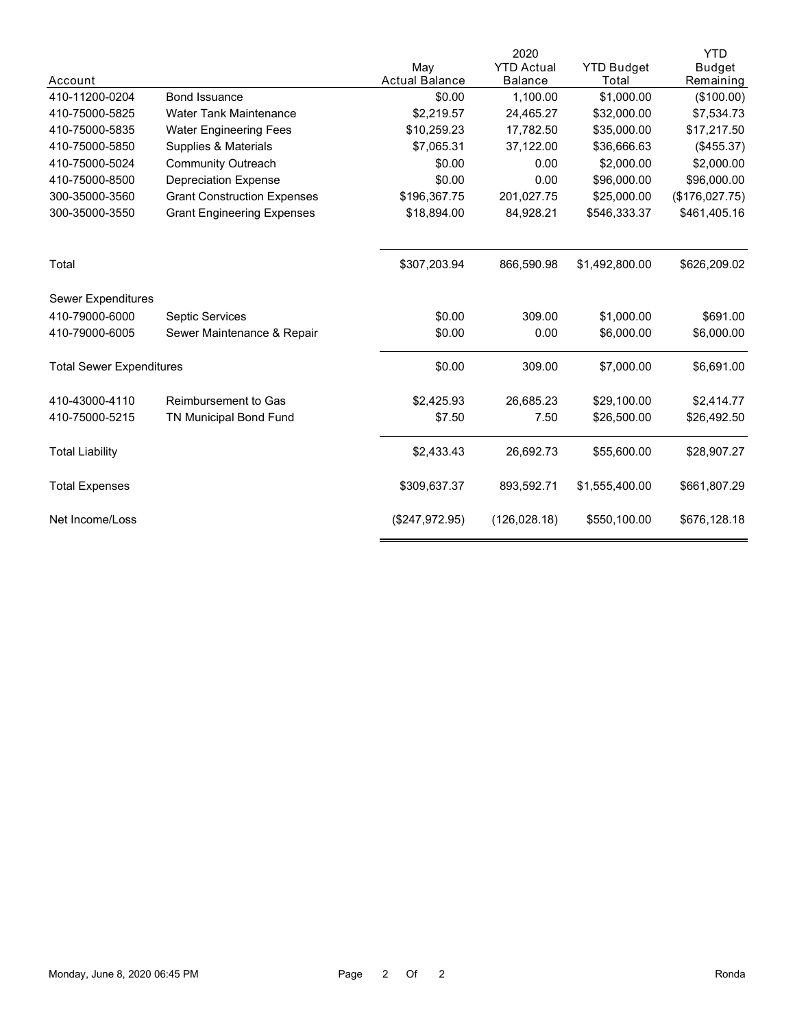| Account | | May Actual Balance | 2020 YTD Actual Balance | YTD Budget Total | YTD Budget Remaining |
|---|---|---|---|---|---|
| 410-11200-0204 | Bond Issuance | $0.00 | 1,100.00 | $1,000.00 | ($100.00) |
| 410-75000-5825 | Water Tank Maintenance | $2,219.57 | 24,465.27 | $32,000.00 | $7,534.73 |
| 410-75000-5835 | Water Engineering Fees | $10,259.23 | 17,782.50 | $35,000.00 | $17,217.50 |
| 410-75000-5850 | Supplies & Materials | $7,065.31 | 37,122.00 | $36,666.63 | ($455.37) |
| 410-75000-5024 | Community Outreach | $0.00 | 0.00 | $2,000.00 | $2,000.00 |
| 410-75000-8500 | Depreciation Expense | $0.00 | 0.00 | $96,000.00 | $96,000.00 |
| 300-35000-3560 | Grant Construction Expenses | $196,367.75 | 201,027.75 | $25,000.00 | ($176,027.75) |
| 300-35000-3550 | Grant Engineering Expenses | $18,894.00 | 84,928.21 | $546,333.37 | $461,405.16 |
| Total | | $307,203.94 | 866,590.98 | $1,492,800.00 | $626,209.02 |
| Sewer Expenditures | | | | | |
| 410-79000-6000 | Septic Services | $0.00 | 309.00 | $1,000.00 | $691.00 |
| 410-79000-6005 | Sewer Maintenance & Repair | $0.00 | 0.00 | $6,000.00 | $6,000.00 |
| Total Sewer Expenditures | | $0.00 | 309.00 | $7,000.00 | $6,691.00 |
| 410-43000-4110 | Reimbursement to Gas | $2,425.93 | 26,685.23 | $29,100.00 | $2,414.77 |
| 410-75000-5215 | TN Municipal Bond Fund | $7.50 | 7.50 | $26,500.00 | $26,492.50 |
| Total Liability | | $2,433.43 | 26,692.73 | $55,600.00 | $28,907.27 |
| Total Expenses | | $309,637.37 | 893,592.71 | $1,555,400.00 | $661,807.29 |
| Net Income/Loss | | ($247,972.95) | (126,028.18) | $550,100.00 | $676,128.18 |

Monday, June 8, 2020 06:45 PM

Ronda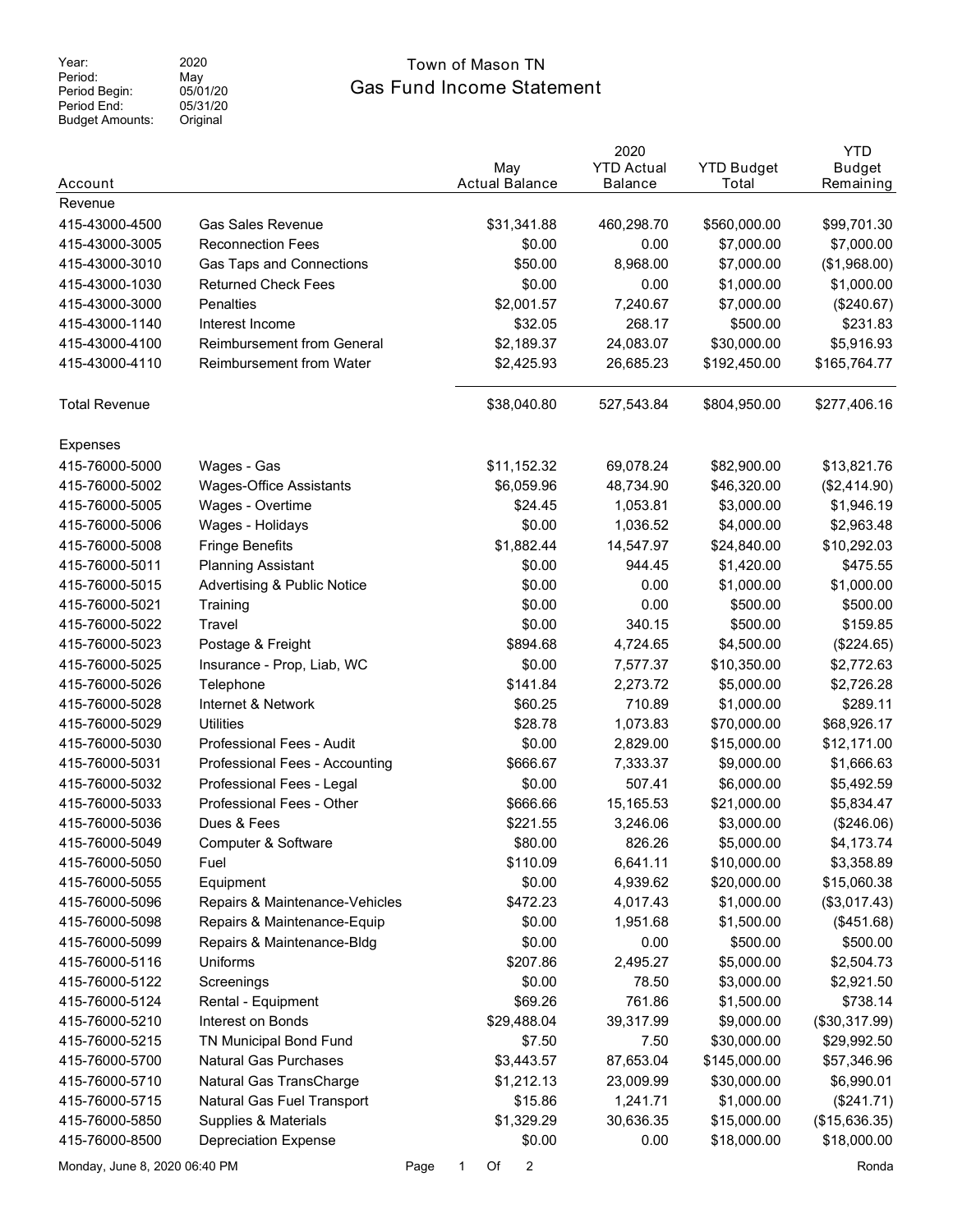| | |
|---|---|
| Year: | 2020 |
| Period: | May |
| Period Begin: | 05/01/20 |
| Period End: | 05/31/20 |
| Budget Amounts: | Original |

# Town of Mason TN
## Gas Fund Income Statement

| Account | | May Actual Balance | 2020 YTD Actual Balance | YTD Budget Total | YTD Budget Remaining |
|---|---|---|---|---|---|
| Revenue | | | | | |
| 415-43000-4500 | Gas Sales Revenue | $31,341.88 | 460,298.70 | $560,000.00 | $99,701.30 |
| 415-43000-3005 | Reconnection Fees | $0.00 | 0.00 | $7,000.00 | $7,000.00 |
| 415-43000-3010 | Gas Taps and Connections | $50.00 | 8,968.00 | $7,000.00 | ($1,968.00) |
| 415-43000-1030 | Returned Check Fees | $0.00 | 0.00 | $1,000.00 | $1,000.00 |
| 415-43000-3000 | Penalties | $2,001.57 | 7,240.67 | $7,000.00 | ($240.67) |
| 415-43000-1140 | Interest Income | $32.05 | 268.17 | $500.00 | $231.83 |
| 415-43000-4100 | Reimbursement from General | $2,189.37 | 24,083.07 | $30,000.00 | $5,916.93 |
| 415-43000-4110 | Reimbursement from Water | $2,425.93 | 26,685.23 | $192,450.00 | $165,764.77 |
| Total Revenue | | $38,040.80 | 527,543.84 | $804,950.00 | $277,406.16 |
| Expenses | | | | | |
| 415-76000-5000 | Wages - Gas | $11,152.32 | 69,078.24 | $82,900.00 | $13,821.76 |
| 415-76000-5002 | Wages-Office Assistants | $6,059.96 | 48,734.90 | $46,320.00 | ($2,414.90) |
| 415-76000-5005 | Wages - Overtime | $24.45 | 1,053.81 | $3,000.00 | $1,946.19 |
| 415-76000-5006 | Wages - Holidays | $0.00 | 1,036.52 | $4,000.00 | $2,963.48 |
| 415-76000-5008 | Fringe Benefits | $1,882.44 | 14,547.97 | $24,840.00 | $10,292.03 |
| 415-76000-5011 | Planning Assistant | $0.00 | 944.45 | $1,420.00 | $475.55 |
| 415-76000-5015 | Advertising & Public Notice | $0.00 | 0.00 | $1,000.00 | $1,000.00 |
| 415-76000-5021 | Training | $0.00 | 0.00 | $500.00 | $500.00 |
| 415-76000-5022 | Travel | $0.00 | 340.15 | $500.00 | $159.85 |
| 415-76000-5023 | Postage & Freight | $894.68 | 4,724.65 | $4,500.00 | ($224.65) |
| 415-76000-5025 | Insurance - Prop, Liab, WC | $0.00 | 7,577.37 | $10,350.00 | $2,772.63 |
| 415-76000-5026 | Telephone | $141.84 | 2,273.72 | $5,000.00 | $2,726.28 |
| 415-76000-5028 | Internet & Network | $60.25 | 710.89 | $1,000.00 | $289.11 |
| 415-76000-5029 | Utilities | $28.78 | 1,073.83 | $70,000.00 | $68,926.17 |
| 415-76000-5030 | Professional Fees - Audit | $0.00 | 2,829.00 | $15,000.00 | $12,171.00 |
| 415-76000-5031 | Professional Fees - Accounting | $666.67 | 7,333.37 | $9,000.00 | $1,666.63 |
| 415-76000-5032 | Professional Fees - Legal | $0.00 | 507.41 | $6,000.00 | $5,492.59 |
| 415-76000-5033 | Professional Fees - Other | $666.66 | 15,165.53 | $21,000.00 | $5,834.47 |
| 415-76000-5036 | Dues & Fees | $221.55 | 3,246.06 | $3,000.00 | ($246.06) |
| 415-76000-5049 | Computer & Software | $80.00 | 826.26 | $5,000.00 | $4,173.74 |
| 415-76000-5050 | Fuel | $110.09 | 6,641.11 | $10,000.00 | $3,358.89 |
| 415-76000-5055 | Equipment | $0.00 | 4,939.62 | $20,000.00 | $15,060.38 |
| 415-76000-5096 | Repairs & Maintenance-Vehicles | $472.23 | 4,017.43 | $1,000.00 | ($3,017.43) |
| 415-76000-5098 | Repairs & Maintenance-Equip | $0.00 | 1,951.68 | $1,500.00 | ($451.68) |
| 415-76000-5099 | Repairs & Maintenance-Bldg | $0.00 | 0.00 | $500.00 | $500.00 |
| 415-76000-5116 | Uniforms | $207.86 | 2,495.27 | $5,000.00 | $2,504.73 |
| 415-76000-5122 | Screenings | $0.00 | 78.50 | $3,000.00 | $2,921.50 |
| 415-76000-5124 | Rental - Equipment | $69.26 | 761.86 | $1,500.00 | $738.14 |
| 415-76000-5210 | Interest on Bonds | $29,488.04 | 39,317.99 | $9,000.00 | ($30,317.99) |
| 415-76000-5215 | TN Municipal Bond Fund | $7.50 | 7.50 | $30,000.00 | $29,992.50 |
| 415-76000-5700 | Natural Gas Purchases | $3,443.57 | 87,653.04 | $145,000.00 | $57,346.96 |
| 415-76000-5710 | Natural Gas TransCharge | $1,212.13 | 23,009.99 | $30,000.00 | $6,990.01 |
| 415-76000-5715 | Natural Gas Fuel Transport | $15.86 | 1,241.71 | $1,000.00 | ($241.71) |
| 415-76000-5850 | Supplies & Materials | $1,329.29 | 30,636.35 | $15,000.00 | ($15,636.35) |
| 415-76000-8500 | Depreciation Expense | $0.00 | 0.00 | $18,000.00 | $18,000.00 |

Monday, June 8, 2020 06:40 PM — Ronda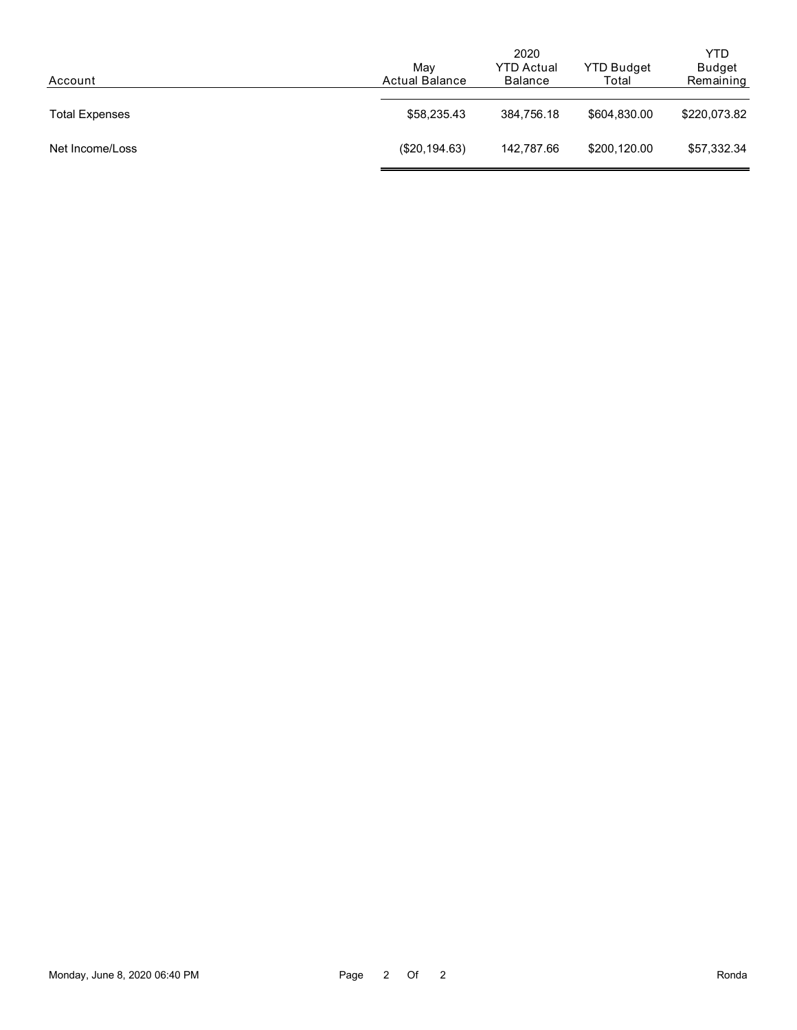| Account | May Actual Balance | 2020 YTD Actual Balance | YTD Budget Total | YTD Budget Remaining |
|---|---|---|---|---|
| Total Expenses | $58,235.43 | 384,756.18 | $604,830.00 | $220,073.82 |
| Net Income/Loss | ($20,194.63) | 142,787.66 | $200,120.00 | $57,332.34 |

Monday, June 8, 2020 06:40 PM

Ronda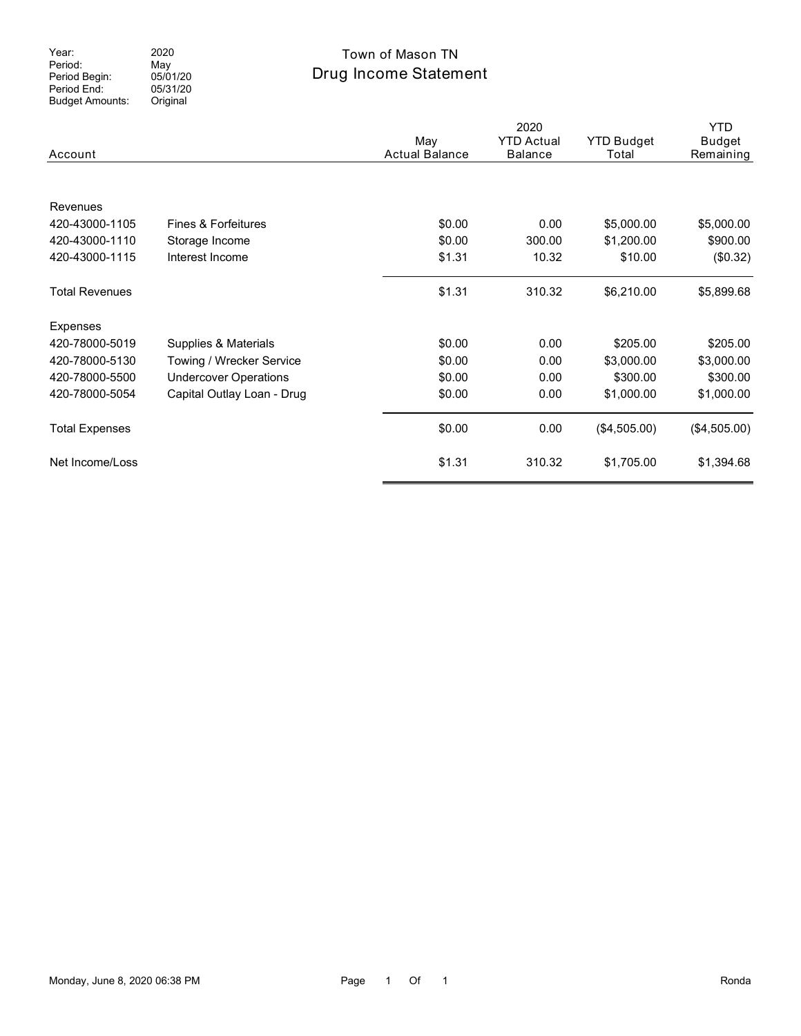Year: 2020
Period: May
Period Begin: 05/01/20
Period End: 05/31/20
Budget Amounts: Original

# Town of Mason TN
## Drug Income Statement

| Account | | May Actual Balance | 2020 YTD Actual Balance | YTD Budget Total | YTD Budget Remaining |
|---|---|---|---|---|---|
| Revenues | | | | | |
| 420-43000-1105 | Fines & Forfeitures | $0.00 | 0.00 | $5,000.00 | $5,000.00 |
| 420-43000-1110 | Storage Income | $0.00 | 300.00 | $1,200.00 | $900.00 |
| 420-43000-1115 | Interest Income | $1.31 | 10.32 | $10.00 | ($0.32) |
| Total Revenues | | $1.31 | 310.32 | $6,210.00 | $5,899.68 |
| Expenses | | | | | |
| 420-78000-5019 | Supplies & Materials | $0.00 | 0.00 | $205.00 | $205.00 |
| 420-78000-5130 | Towing / Wrecker Service | $0.00 | 0.00 | $3,000.00 | $3,000.00 |
| 420-78000-5500 | Undercover Operations | $0.00 | 0.00 | $300.00 | $300.00 |
| 420-78000-5054 | Capital Outlay Loan - Drug | $0.00 | 0.00 | $1,000.00 | $1,000.00 |
| Total Expenses | | $0.00 | 0.00 | ($4,505.00) | ($4,505.00) |
| Net Income/Loss | | $1.31 | 310.32 | $1,705.00 | $1,394.68 |

Monday, June 8, 2020 06:38 PM

Ronda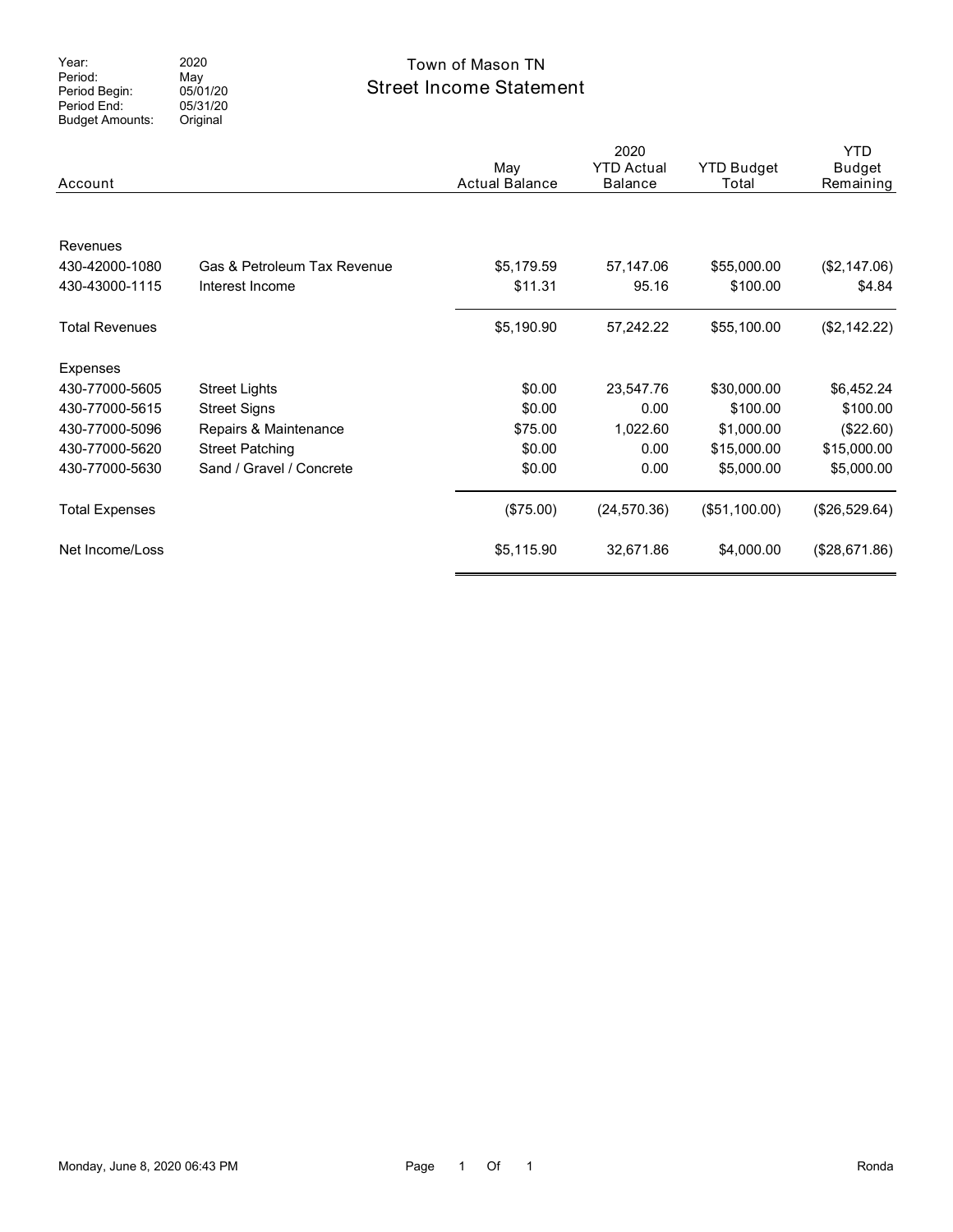Year: 2020
Period: May
Period Begin: 05/01/20
Period End: 05/31/20
Budget Amounts: Original

# Town of Mason TN

## Street Income Statement

| Account | | May Actual Balance | 2020 YTD Actual Balance | YTD Budget Total | YTD Budget Remaining |
|---|---|---|---|---|---|
| Revenues | | | | | |
| 430-42000-1080 | Gas & Petroleum Tax Revenue | $5,179.59 | 57,147.06 | $55,000.00 | ($2,147.06) |
| 430-43000-1115 | Interest Income | $11.31 | 95.16 | $100.00 | $4.84 |
| Total Revenues | | $5,190.90 | 57,242.22 | $55,100.00 | ($2,142.22) |
| Expenses | | | | | |
| 430-77000-5605 | Street Lights | $0.00 | 23,547.76 | $30,000.00 | $6,452.24 |
| 430-77000-5615 | Street Signs | $0.00 | 0.00 | $100.00 | $100.00 |
| 430-77000-5096 | Repairs & Maintenance | $75.00 | 1,022.60 | $1,000.00 | ($22.60) |
| 430-77000-5620 | Street Patching | $0.00 | 0.00 | $15,000.00 | $15,000.00 |
| 430-77000-5630 | Sand / Gravel / Concrete | $0.00 | 0.00 | $5,000.00 | $5,000.00 |
| Total Expenses | | ($75.00) | (24,570.36) | ($51,100.00) | ($26,529.64) |
| Net Income/Loss | | $5,115.90 | 32,671.86 | $4,000.00 | ($28,671.86) |

Monday, June 8, 2020 06:43 PM — Ronda